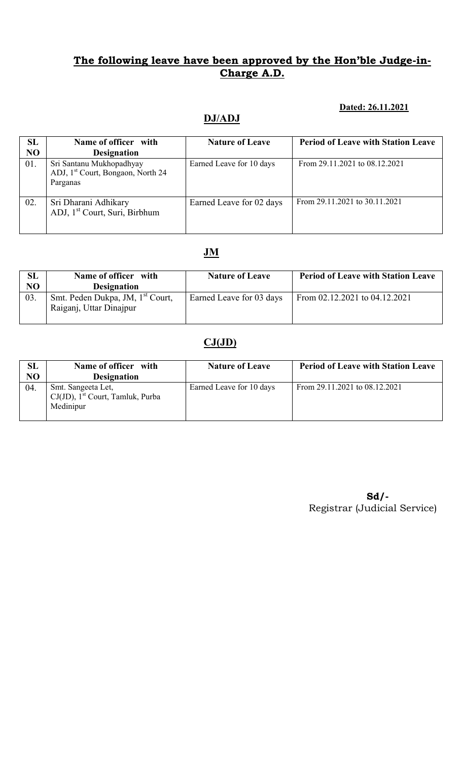## **The following leave have been approved by the Hon'ble Judge-in-Charge A.D.**

**Dated: 26.11.2021**

### DJ/ADJ

| SL NO | Name of officer with Designation | Nature of Leave | Period of Leave with Station Leave |
|---|---|---|---|
| 01. | Sri Santanu Mukhopadhyay ADJ, 1st Court, Bongaon, North 24 Parganas | Earned Leave for 10 days | From 29.11.2021 to 08.12.2021 |
| 02. | Sri Dharani Adhikary ADJ, 1st Court, Suri, Birbhum | Earned Leave for 02 days | From 29.11.2021 to 30.11.2021 |

### JM

| SL NO | Name of officer with Designation | Nature of Leave | Period of Leave with Station Leave |
|---|---|---|---|
| 03. | Smt. Peden Dukpa, JM, 1st Court, Raiganj, Uttar Dinajpur | Earned Leave for 03 days | From 02.12.2021 to 04.12.2021 |

### CJ(JD)

| SL NO | Name of officer with Designation | Nature of Leave | Period of Leave with Station Leave |
|---|---|---|---|
| 04. | Smt. Sangeeta Let, CJ(JD), 1st Court, Tamluk, Purba Medinipur | Earned Leave for 10 days | From 29.11.2021 to 08.12.2021 |

**Sd/-**
Registrar (Judicial Service)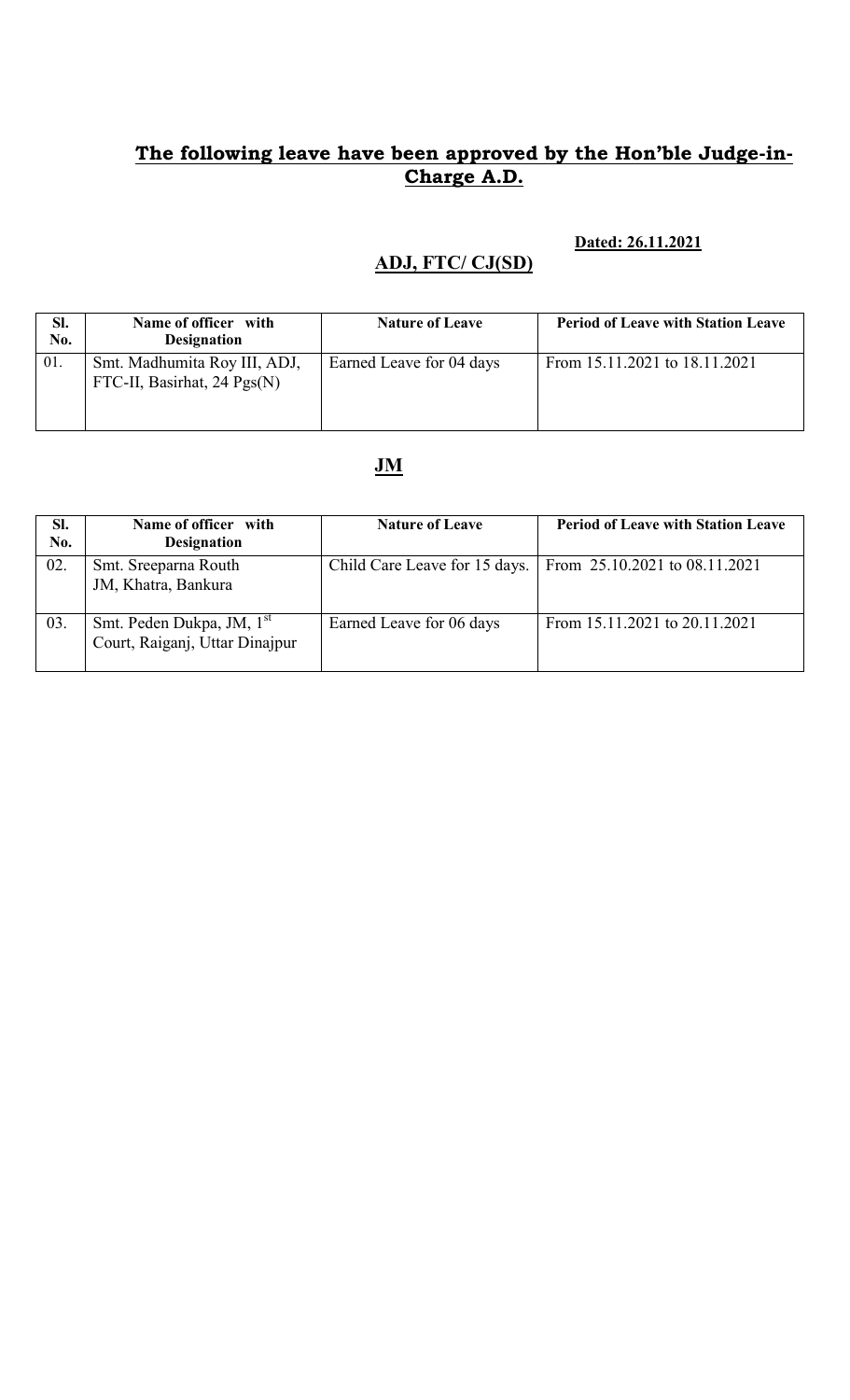## **The following leave have been approved by the Hon'ble Judge-in-Charge A.D.**

**Dated: 26.11.2021**

### **ADJ, FTC/ CJ(SD)**

| Sl. No. | Name of officer with Designation | Nature of Leave | Period of Leave with Station Leave |
|---|---|---|---|
| 01. | Smt. Madhumita Roy III, ADJ, FTC-II, Basirhat, 24 Pgs(N) | Earned Leave for 04 days | From 15.11.2021 to 18.11.2021 |

### **JM**

| Sl. No. | Name of officer with Designation | Nature of Leave | Period of Leave with Station Leave |
|---|---|---|---|
| 02. | Smt. Sreeparna Routh JM, Khatra, Bankura | Child Care Leave for 15 days. | From 25.10.2021 to 08.11.2021 |
| 03. | Smt. Peden Dukpa, JM, 1st Court, Raiganj, Uttar Dinajpur | Earned Leave for 06 days | From 15.11.2021 to 20.11.2021 |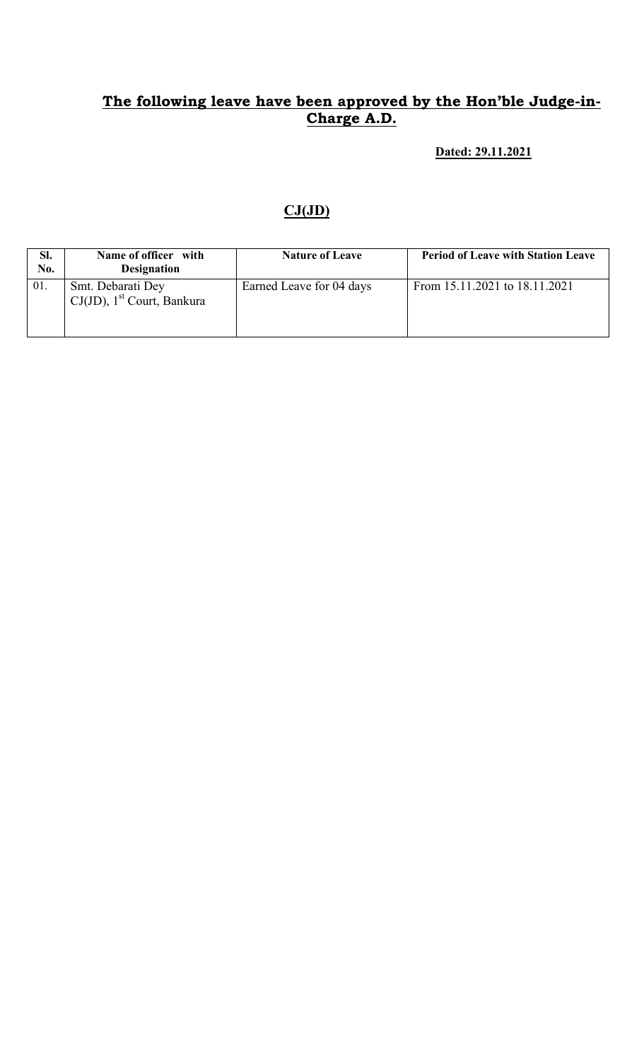## **The following leave have been approved by the Hon'ble Judge-in-Charge A.D.**

**Dated: 29.11.2021**

## **CJ(JD)**

| Sl. No. | Name of officer with Designation | Nature of Leave | Period of Leave with Station Leave |
|---|---|---|---|
| 01. | Smt. Debarati Dey CJ(JD), 1st Court, Bankura | Earned Leave for 04 days | From 15.11.2021 to 18.11.2021 |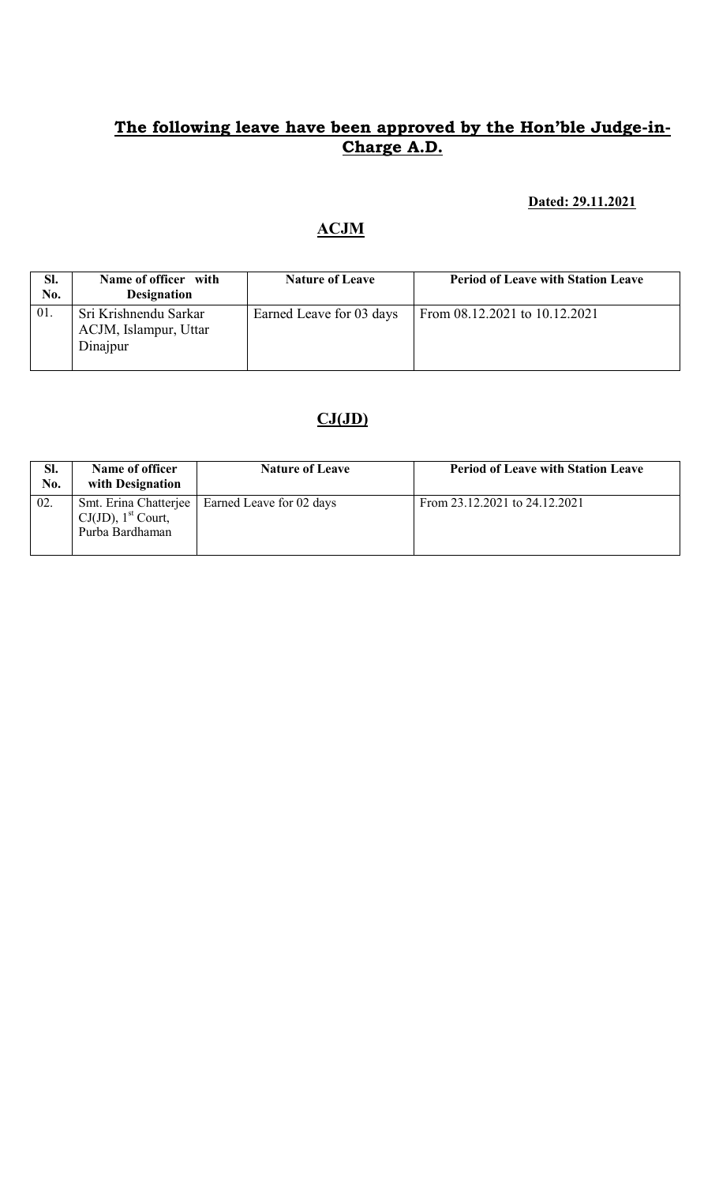## The following leave have been approved by the Hon'ble Judge-in-Charge A.D.

**Dated: 29.11.2021**

### ACJM

| Sl. No. | Name of officer with Designation | Nature of Leave | Period of Leave with Station Leave |
|---|---|---|---|
| 01. | Sri Krishnendu Sarkar ACJM, Islampur, Uttar Dinajpur | Earned Leave for 03 days | From 08.12.2021 to 10.12.2021 |

### CJ(JD)

| Sl. No. | Name of officer with Designation | Nature of Leave | Period of Leave with Station Leave |
|---|---|---|---|
| 02. | Smt. Erina Chatterjee CJ(JD), 1st Court, Purba Bardhaman | Earned Leave for 02 days | From 23.12.2021 to 24.12.2021 |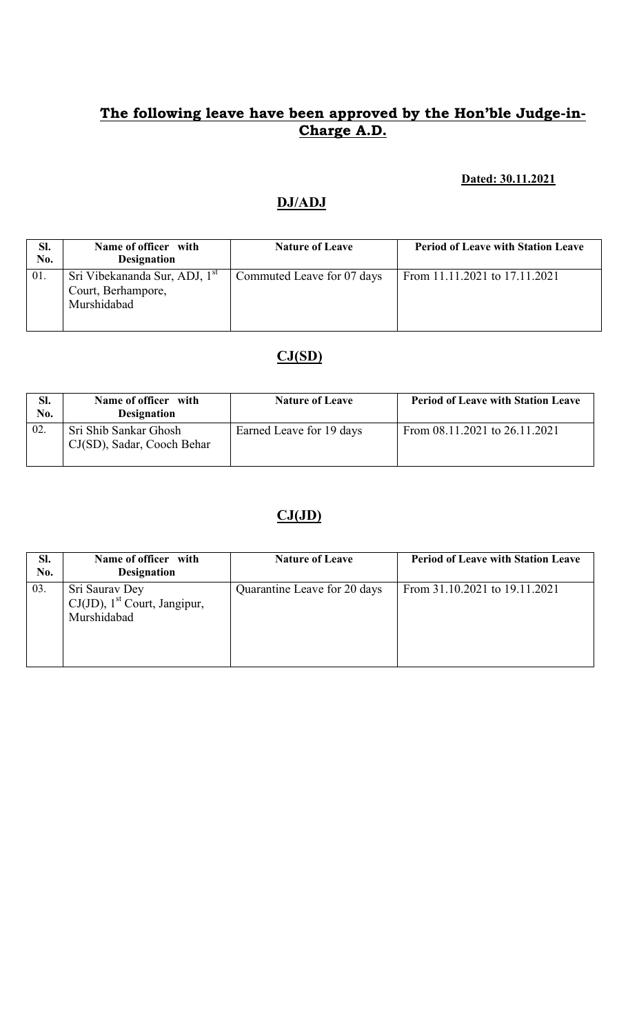## **The following leave have been approved by the Hon'ble Judge-in-Charge A.D.**

**Dated: 30.11.2021**

### **DJ/ADJ**

| Sl. No. | Name of officer with Designation | Nature of Leave | Period of Leave with Station Leave |
|---|---|---|---|
| 01. | Sri Vibekananda Sur, ADJ, 1st Court, Berhampore, Murshidabad | Commuted Leave for 07 days | From 11.11.2021 to 17.11.2021 |

### **CJ(SD)**

| Sl. No. | Name of officer with Designation | Nature of Leave | Period of Leave with Station Leave |
|---|---|---|---|
| 02. | Sri Shib Sankar Ghosh CJ(SD), Sadar, Cooch Behar | Earned Leave for 19 days | From 08.11.2021 to 26.11.2021 |

### **CJ(JD)**

| Sl. No. | Name of officer with Designation | Nature of Leave | Period of Leave with Station Leave |
|---|---|---|---|
| 03. | Sri Saurav Dey CJ(JD), 1st Court, Jangipur, Murshidabad | Quarantine Leave for 20 days | From 31.10.2021 to 19.11.2021 |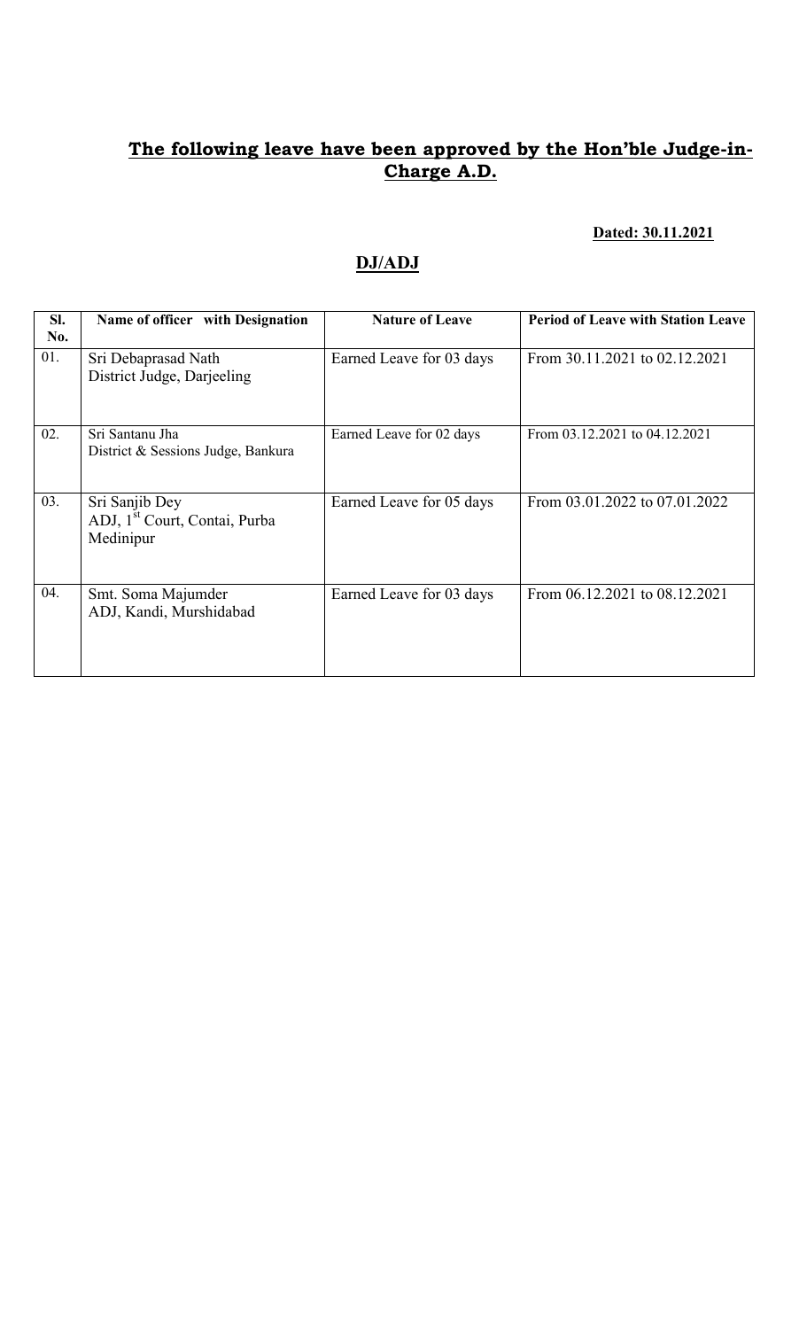## The following leave have been approved by the Hon'ble Judge-in-Charge A.D.

**Dated: 30.11.2021**

## DJ/ADJ

| Sl. No. | Name of officer with Designation | Nature of Leave | Period of Leave with Station Leave |
|---|---|---|---|
| 01. | Sri Debaprasad Nath<br>District Judge, Darjeeling | Earned Leave for 03 days | From 30.11.2021 to 02.12.2021 |
| 02. | Sri Santanu Jha<br>District & Sessions Judge, Bankura | Earned Leave for 02 days | From 03.12.2021 to 04.12.2021 |
| 03. | Sri Sanjib Dey<br>ADJ, 1st Court, Contai, Purba Medinipur | Earned Leave for 05 days | From 03.01.2022 to 07.01.2022 |
| 04. | Smt. Soma Majumder<br>ADJ, Kandi, Murshidabad | Earned Leave for 03 days | From 06.12.2021 to 08.12.2021 |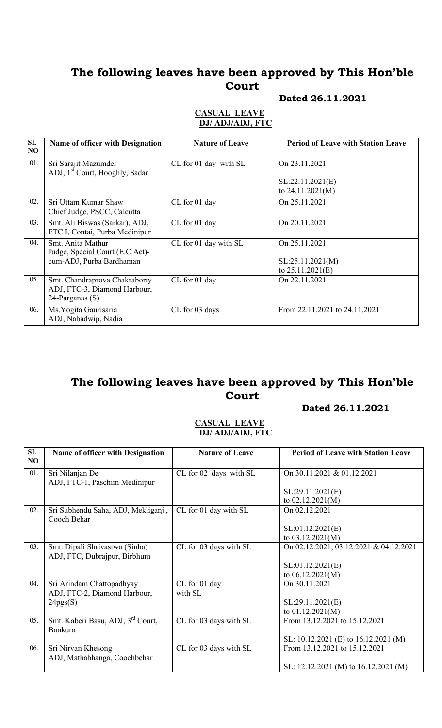# The following leaves have been approved by This Hon'ble Court

**Dated 26.11.2021**

**CASUAL LEAVE**
**DJ/ ADJ/ADJ, FTC**

| SL NO | Name of officer with Designation | Nature of Leave | Period of Leave with Station Leave |
|---|---|---|---|
| 01. | Sri Sarajit Mazumder<br>ADJ, 1st Court, Hooghly, Sadar | CL for 01 day with SL | On 23.11.2021<br><br>SL:22.11.2021(E)<br>to 24.11.2021(M) |
| 02. | Sri Uttam Kumar Shaw<br>Chief Judge, PSCC, Calcutta | CL for 01 day | On 25.11.2021 |
| 03. | Smt. Ali Biswas (Sarkar), ADJ, FTC I, Contai, Purba Medinipur | CL for 01 day | On 20.11.2021 |
| 04. | Smt. Anita Mathur<br>Judge, Special Court (E.C.Act)-cum-ADJ, Purba Bardhaman | CL for 01 day with SL | On 25.11.2021<br><br>SL:25.11.2021(M)<br>to 25.11.2021(E) |
| 05. | Smt. Chandraprova Chakraborty<br>ADJ, FTC-3, Diamond Harbour, 24-Parganas (S) | CL for 01 day | On 22.11.2021 |
| 06. | Ms.Yogita Gaurisaria<br>ADJ, Nabadwip, Nadia | CL for 03 days | From 22.11.2021 to 24.11.2021 |

# The following leaves have been approved by This Hon'ble Court

**Dated 26.11.2021**

**CASUAL LEAVE**
**DJ/ ADJ/ADJ, FTC**

| SL NO | Name of officer with Designation | Nature of Leave | Period of Leave with Station Leave |
|---|---|---|---|
| 01. | Sri Nilanjan De<br>ADJ, FTC-1, Paschim Medinipur | CL for 02 days with SL | On 30.11.2021 & 01.12.2021<br><br>SL:29.11.2021(E)<br>to 02.12.2021(M) |
| 02. | Sri Subhendu Saha, ADJ, Mekliganj, Cooch Behar | CL for 01 day with SL | On 02.12.2021<br><br>SL:01.12.2021(E)<br>to 03.12.2021(M) |
| 03. | Smt. Dipali Shrivastwa (Sinha)<br>ADJ, FTC, Dubrajpur, Birbhum | CL for 03 days with SL | On 02.12.2021, 03.12.2021 & 04.12.2021<br><br>SL:01.12.2021(E)<br>to 06.12.2021(M) |
| 04. | Sri Arindam Chattopadhyay<br>ADJ, FTC-2, Diamond Harbour, 24pgs(S) | CL for 01 day<br>with SL | On 30.11.2021<br><br>SL:29.11.2021(E)<br>to 01.12.2021(M) |
| 05. | Smt. Kaberi Basu, ADJ, 3rd Court, Bankura | CL for 03 days with SL | From 13.12.2021 to 15.12.2021<br><br>SL: 10.12.2021 (E) to 16.12.2021 (M) |
| 06. | Sri Nirvan Khesong<br>ADJ, Mathabhanga, Coochbehar | CL for 03 days with SL | From 13.12.2021 to 15.12.2021<br><br>SL: 12.12.2021 (M) to 16.12.2021 (M) |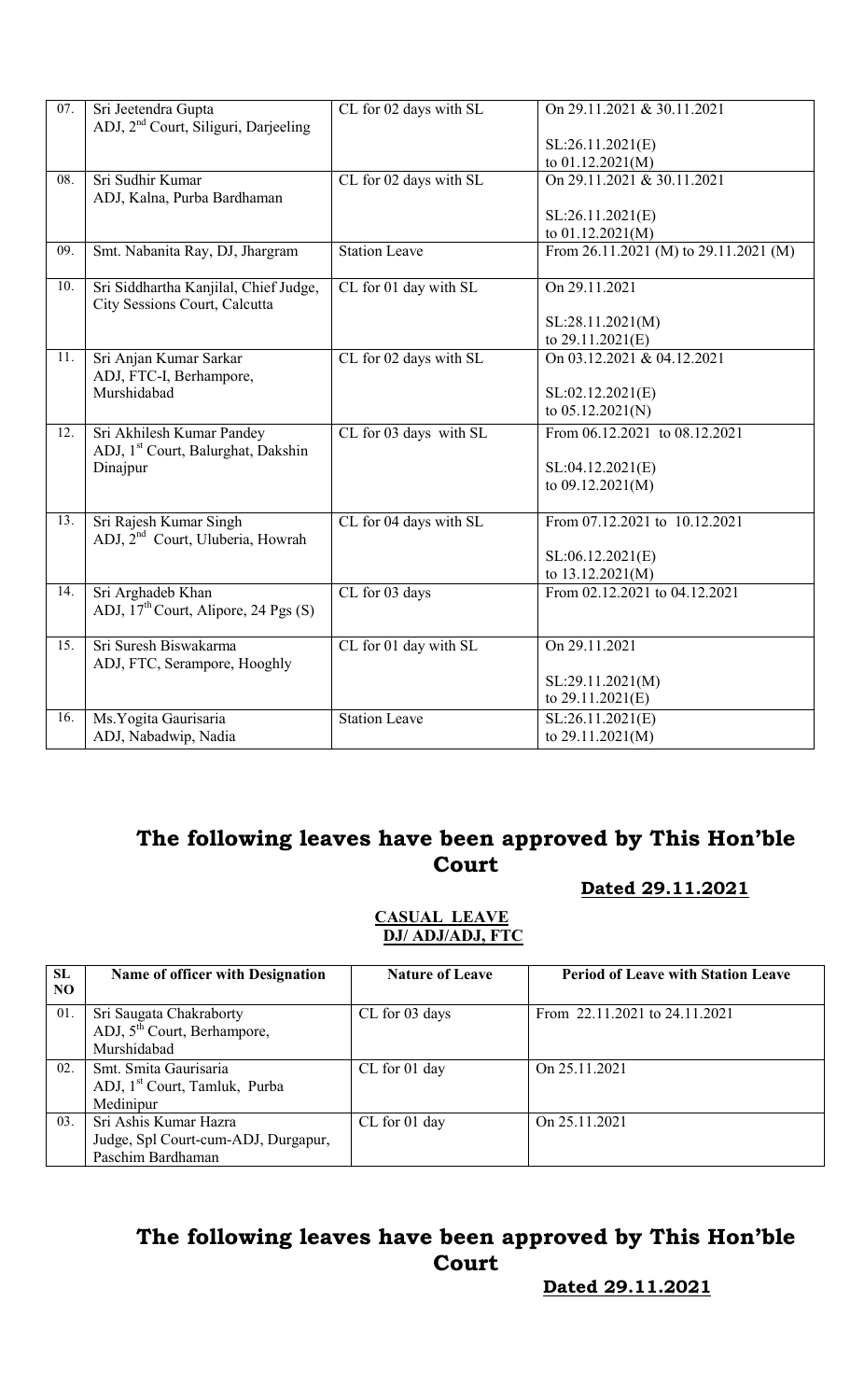| 07. | Sri Jeetendra Gupta ADJ, 2nd Court, Siliguri, Darjeeling | CL for 02 days with SL | On 29.11.2021 & 30.11.2021 SL:26.11.2021(E) to 01.12.2021(M) |
|---|---|---|---|
| 08. | Sri Sudhir Kumar ADJ, Kalna, Purba Bardhaman | CL for 02 days with SL | On 29.11.2021 & 30.11.2021 SL:26.11.2021(E) to 01.12.2021(M) |
| 09. | Smt. Nabanita Ray, DJ, Jhargram | Station Leave | From 26.11.2021 (M) to 29.11.2021 (M) |
| 10. | Sri Siddhartha Kanjilal, Chief Judge, City Sessions Court, Calcutta | CL for 01 day with SL | On 29.11.2021 SL:28.11.2021(M) to 29.11.2021(E) |
| 11. | Sri Anjan Kumar Sarkar ADJ, FTC-I, Berhampore, Murshidabad | CL for 02 days with SL | On 03.12.2021 & 04.12.2021 SL:02.12.2021(E) to 05.12.2021(N) |
| 12. | Sri Akhilesh Kumar Pandey ADJ, 1st Court, Balurghat, Dakshin Dinajpur | CL for 03 days with SL | From 06.12.2021 to 08.12.2021 SL:04.12.2021(E) to 09.12.2021(M) |
| 13. | Sri Rajesh Kumar Singh ADJ, 2nd Court, Uluberia, Howrah | CL for 04 days with SL | From 07.12.2021 to 10.12.2021 SL:06.12.2021(E) to 13.12.2021(M) |
| 14. | Sri Arghadeb Khan ADJ, 17th Court, Alipore, 24 Pgs (S) | CL for 03 days | From 02.12.2021 to 04.12.2021 |
| 15. | Sri Suresh Biswakarma ADJ, FTC, Serampore, Hooghly | CL for 01 day with SL | On 29.11.2021 SL:29.11.2021(M) to 29.11.2021(E) |
| 16. | Ms.Yogita Gaurisaria ADJ, Nabadwip, Nadia | Station Leave | SL:26.11.2021(E) to 29.11.2021(M) |

## The following leaves have been approved by This Hon'ble Court

**Dated 29.11.2021**

**CASUAL LEAVE**
**DJ/ ADJ/ADJ, FTC**

| SL NO | Name of officer with Designation | Nature of Leave | Period of Leave with Station Leave |
|---|---|---|---|
| 01. | Sri Saugata Chakraborty ADJ, 5th Court, Berhampore, Murshidabad | CL for 03 days | From 22.11.2021 to 24.11.2021 |
| 02. | Smt. Smita Gaurisaria ADJ, 1st Court, Tamluk, Purba Medinipur | CL for 01 day | On 25.11.2021 |
| 03. | Sri Ashis Kumar Hazra Judge, Spl Court-cum-ADJ, Durgapur, Paschim Bardhaman | CL for 01 day | On 25.11.2021 |

## The following leaves have been approved by This Hon'ble Court

**Dated 29.11.2021**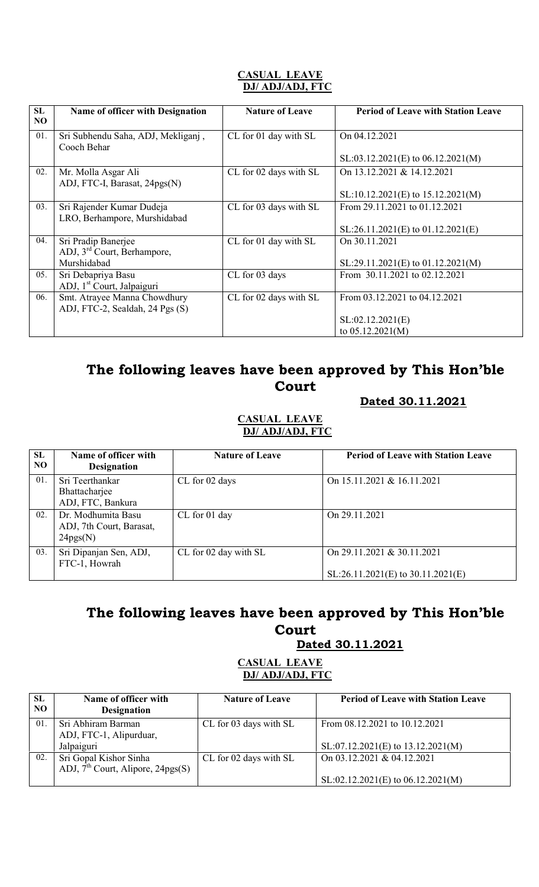**CASUAL LEAVE**
**DJ/ ADJ/ADJ, FTC**

| SL NO | Name of officer with Designation | Nature of Leave | Period of Leave with Station Leave |
|---|---|---|---|
| 01. | Sri Subhendu Saha, ADJ, Mekliganj , Cooch Behar | CL for 01 day with SL | On 04.12.2021<br><br>SL:03.12.2021(E) to 06.12.2021(M) |
| 02. | Mr. Molla Asgar Ali ADJ, FTC-I, Barasat, 24pgs(N) | CL for 02 days with SL | On 13.12.2021 & 14.12.2021<br><br>SL:10.12.2021(E) to 15.12.2021(M) |
| 03. | Sri Rajender Kumar Dudeja LRO, Berhampore, Murshidabad | CL for 03 days with SL | From 29.11.2021 to 01.12.2021<br><br>SL:26.11.2021(E) to 01.12.2021(E) |
| 04. | Sri Pradip Banerjee ADJ, 3rd Court, Berhampore, Murshidabad | CL for 01 day with SL | On 30.11.2021<br><br>SL:29.11.2021(E) to 01.12.2021(M) |
| 05. | Sri Debapriya Basu ADJ, 1st Court, Jalpaiguri | CL for 03 days | From 30.11.2021 to 02.12.2021 |
| 06. | Smt. Atrayee Manna Chowdhury ADJ, FTC-2, Sealdah, 24 Pgs (S) | CL for 02 days with SL | From 03.12.2021 to 04.12.2021<br><br>SL:02.12.2021(E) to 05.12.2021(M) |

# The following leaves have been approved by This Hon'ble Court

**Dated 30.11.2021**

**CASUAL LEAVE**
**DJ/ ADJ/ADJ, FTC**

| SL NO | Name of officer with Designation | Nature of Leave | Period of Leave with Station Leave |
|---|---|---|---|
| 01. | Sri Teerthankar Bhattacharjee ADJ, FTC, Bankura | CL for 02 days | On 15.11.2021 & 16.11.2021 |
| 02. | Dr. Modhumita Basu ADJ, 7th Court, Barasat, 24pgs(N) | CL for 01 day | On 29.11.2021 |
| 03. | Sri Dipanjan Sen, ADJ, FTC-1, Howrah | CL for 02 day with SL | On 29.11.2021 & 30.11.2021<br><br>SL:26.11.2021(E) to 30.11.2021(E) |

# The following leaves have been approved by This Hon'ble Court

**Dated 30.11.2021**

**CASUAL LEAVE**
**DJ/ ADJ/ADJ, FTC**

| SL NO | Name of officer with Designation | Nature of Leave | Period of Leave with Station Leave |
|---|---|---|---|
| 01. | Sri Abhiram Barman ADJ, FTC-1, Alipurduar, Jalpaiguri | CL for 03 days with SL | From 08.12.2021 to 10.12.2021<br><br>SL:07.12.2021(E) to 13.12.2021(M) |
| 02. | Sri Gopal Kishor Sinha ADJ, 7th Court, Alipore, 24pgs(S) | CL for 02 days with SL | On 03.12.2021 & 04.12.2021<br><br>SL:02.12.2021(E) to 06.12.2021(M) |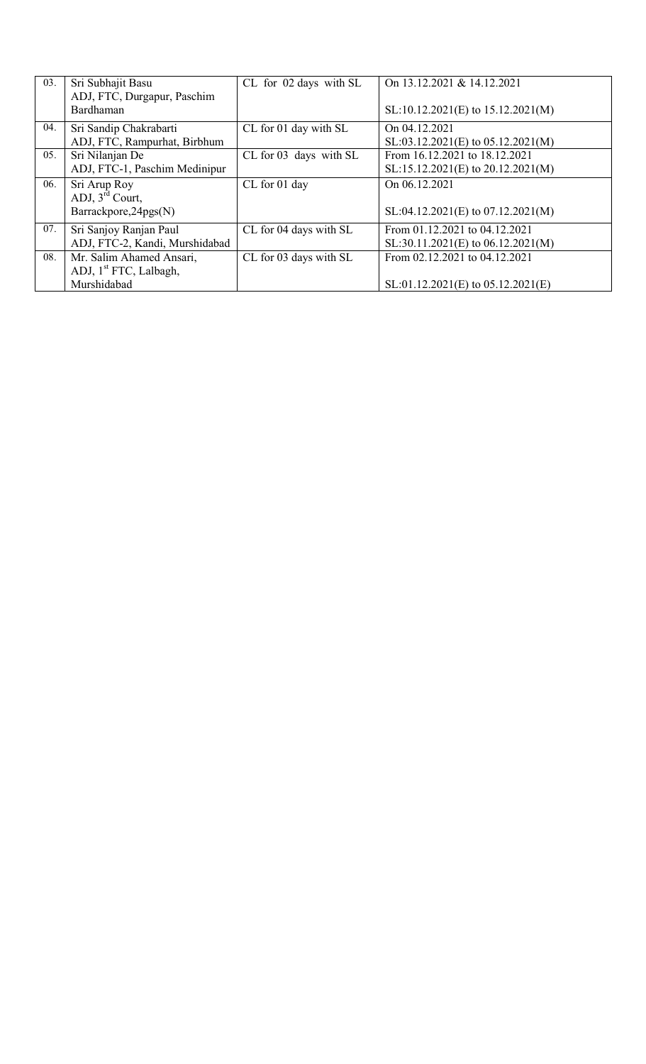| | | | |
|---|---|---|---|
| 03. | Sri Subhajit Basu<br>ADJ, FTC, Durgapur, Paschim Bardhaman | CL for 02 days with SL | On 13.12.2021 & 14.12.2021<br><br>SL:10.12.2021(E) to 15.12.2021(M) |
| 04. | Sri Sandip Chakrabarti<br>ADJ, FTC, Rampurhat, Birbhum | CL for 01 day with SL | On 04.12.2021<br>SL:03.12.2021(E) to 05.12.2021(M) |
| 05. | Sri Nilanjan De<br>ADJ, FTC-1, Paschim Medinipur | CL for 03 days with SL | From 16.12.2021 to 18.12.2021<br>SL:15.12.2021(E) to 20.12.2021(M) |
| 06. | Sri Arup Roy<br>ADJ, 3rd Court,<br>Barrackpore,24pgs(N) | CL for 01 day | On 06.12.2021<br><br>SL:04.12.2021(E) to 07.12.2021(M) |
| 07. | Sri Sanjoy Ranjan Paul<br>ADJ, FTC-2, Kandi, Murshidabad | CL for 04 days with SL | From 01.12.2021 to 04.12.2021<br>SL:30.11.2021(E) to 06.12.2021(M) |
| 08. | Mr. Salim Ahamed Ansari,<br>ADJ, 1st FTC, Lalbagh,<br>Murshidabad | CL for 03 days with SL | From 02.12.2021 to 04.12.2021<br><br>SL:01.12.2021(E) to 05.12.2021(E) |